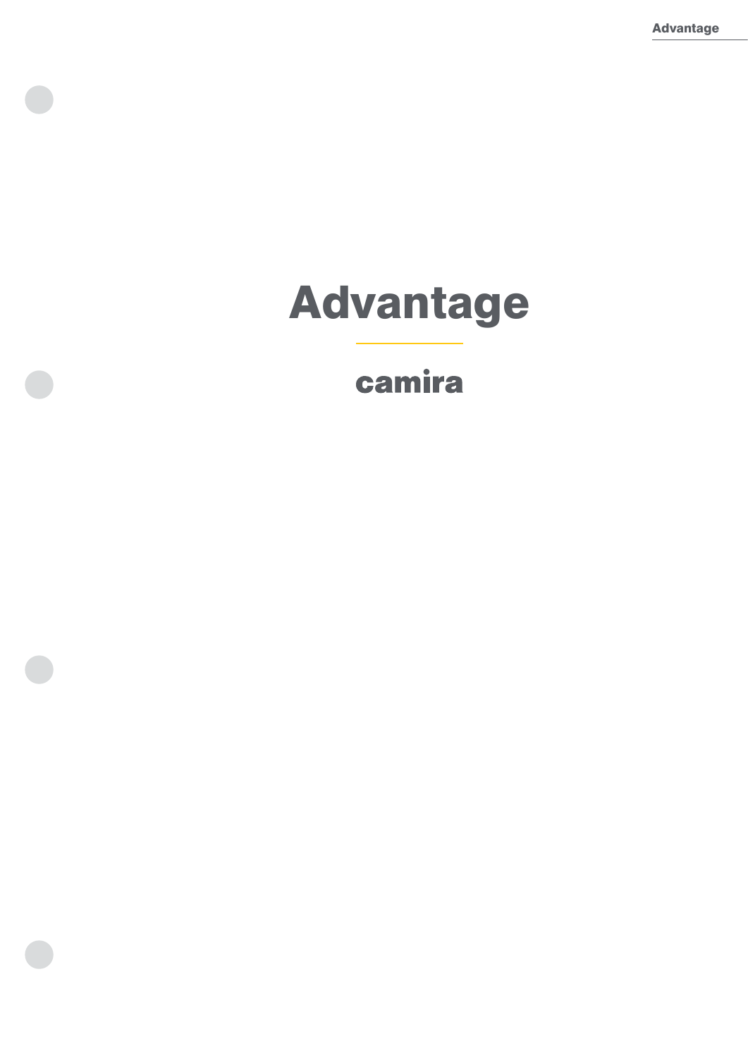# Advantage

camira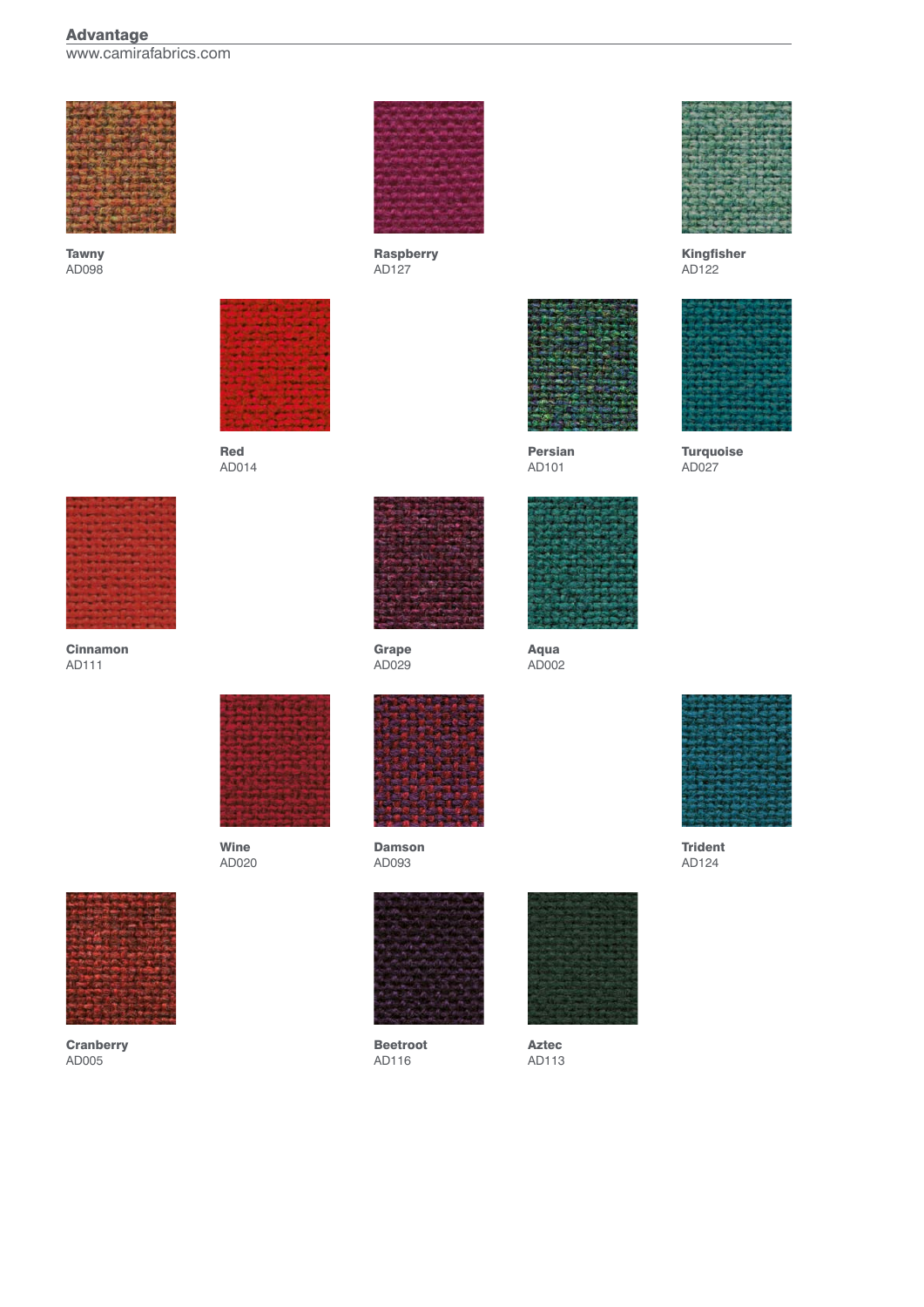## Advantage

www.camirafabrics.com

**Tawny**
AD098

**Raspberry**
AD127

**Kingfisher**
AD122

**Red**
AD014

**Persian**
AD101

**Turquoise**
AD027

**Cinnamon**
AD111

**Grape**
AD029

**Aqua**
AD002

**Wine**
AD020

**Damson**
AD093

**Trident**
AD124

**Cranberry**
AD005

**Beetroot**
AD116

**Aztec**
AD113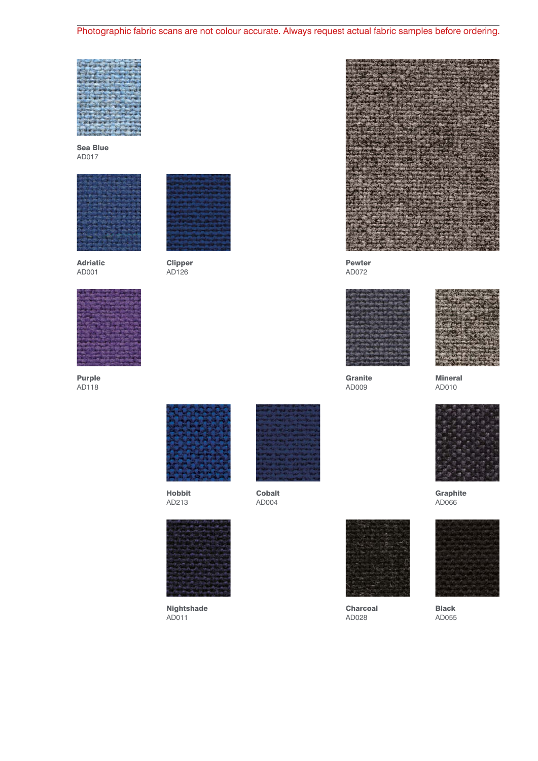Photographic fabric scans are not colour accurate. Always request actual fabric samples before ordering.

**Sea Blue**
AD017

**Adriatic**
AD001

**Clipper**
AD126

**Pewter**
AD072

**Purple**
AD118

**Granite**
AD009

**Mineral**
AD010

**Hobbit**
AD213

**Cobalt**
AD004

**Graphite**
AD066

**Nightshade**
AD011

**Charcoal**
AD028

**Black**
AD055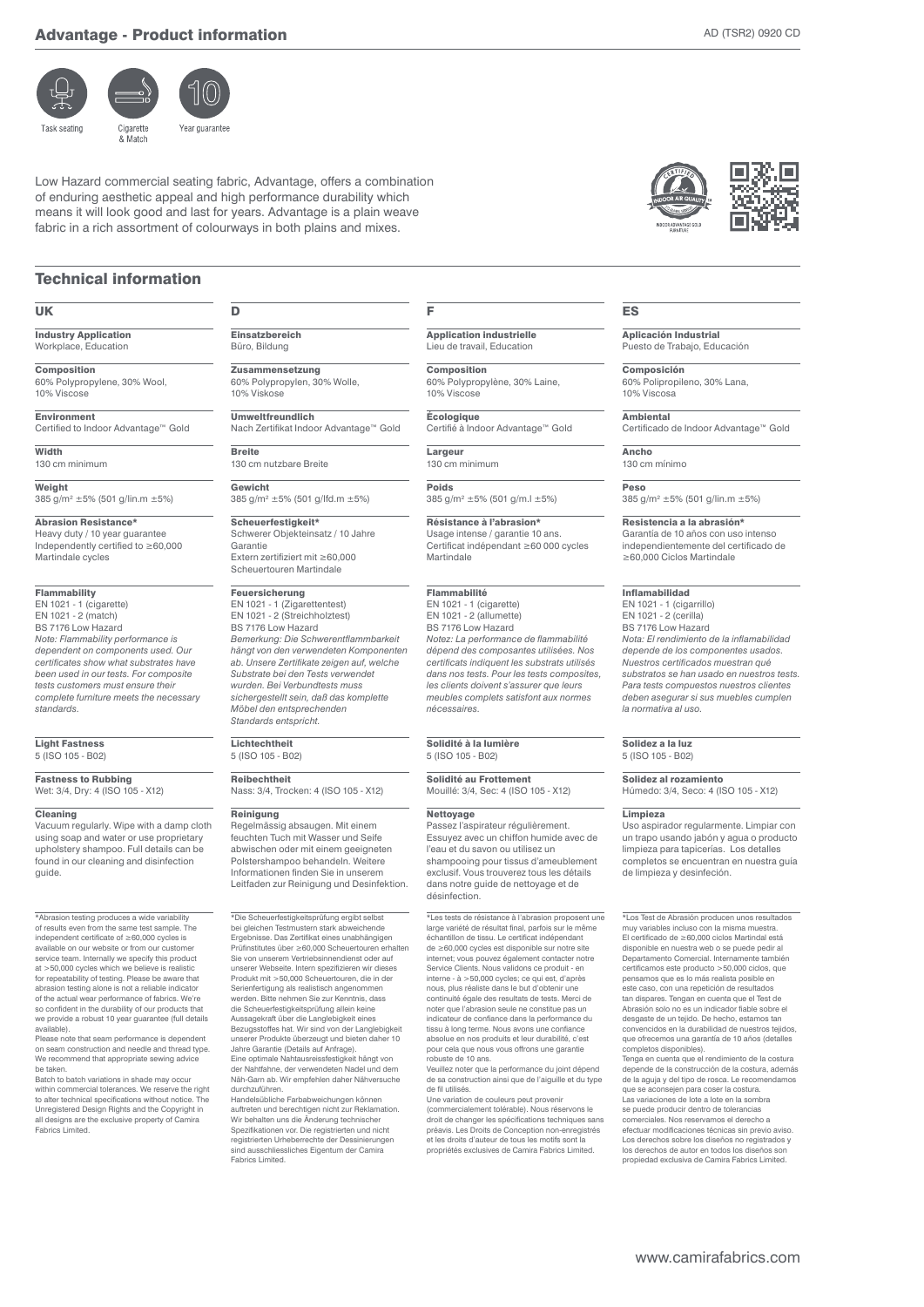# Advantage - Product information

Task seating

Cigarette & Match

Year guarantee

Low Hazard commercial seating fabric, Advantage, offers a combination of enduring aesthetic appeal and high performance durability which means it will look good and last for years. Advantage is a plain weave fabric in a rich assortment of colourways in both plains and mixes.

## Technical information

### UK

**Industry Application**
Workplace, Education

**Composition**
60% Polypropylene, 30% Wool, 10% Viscose

**Environment**
Certified to Indoor Advantage™ Gold

**Width**
130 cm minimum

**Weight**
385 g/m² ±5% (501 g/lin.m ±5%)

**Abrasion Resistance***
Heavy duty / 10 year guarantee
Independently certified to ≥60,000 Martindale cycles

**Flammability**
EN 1021 - 1 (cigarette)
EN 1021 - 2 (match)
BS 7176 Low Hazard
*Note: Flammability performance is dependent on components used. Our certificates show what substrates have been used in our tests. For composite tests customers must ensure their complete furniture meets the necessary standards.*

**Light Fastness**
5 (ISO 105 - B02)

**Fastness to Rubbing**
Wet: 3/4, Dry: 4 (ISO 105 - X12)

**Cleaning**
Vacuum regularly. Wipe with a damp cloth using soap and water or use proprietary upholstery shampoo. Full details can be found in our cleaning and disinfection guide.

*Abrasion testing produces a wide variability of results even from the same test sample. The independent certificate of ≥60,000 cycles is available on our website or from our customer service team. Internally we specify this product at >50,000 cycles which we believe is realistic for repeatability of testing. Please be aware that abrasion testing alone is not a reliable indicator of the actual wear performance of fabrics. We're so confident in the durability of our products that we provide a robust 10 year guarantee (full details available).
Please note that seam performance is dependent on seam construction and needle and thread type. We recommend that appropriate sewing advice be taken.
Batch to batch variations in shade may occur within commercial tolerances. We reserve the right to alter technical specifications without notice. The Unregistered Design Rights and the Copyright in all designs are the exclusive property of Camira Fabrics Limited.

### D

**Einsatzbereich**
Büro, Bildung

**Zusammensetzung**
60% Polypropylen, 30% Wolle, 10% Viskose

**Umweltfreundlich**
Nach Zertifikat Indoor Advantage™ Gold

**Breite**
130 cm nutzbare Breite

**Gewicht**
385 g/m² ±5% (501 g/lfd.m ±5%)

**Scheuerfestigkeit***
Schwerer Objekteinsatz / 10 Jahre Garantie
Extern zertifiziert mit ≥60,000 Scheuertouren Martindale

**Feuersicherung**
EN 1021 - 1 (Zigarettentest)
EN 1021 - 2 (Streichholztest)
BS 7176 Low Hazard
*Bemerkung: Die Schwerentflammbarkeit hängt von den verwendeten Komponenten ab. Unsere Zertifikate zeigen auf, welche Substrate bei den Tests verwendet wurden. Bei Verbundtests muss sichergestellt sein, daß das komplette Möbel den entsprechenden Standards entspricht.*

**Lichtechtheit**
5 (ISO 105 - B02)

**Reibechtheit**
Nass: 3/4, Trocken: 4 (ISO 105 - X12)

**Reinigung**
Regelmässig absaugen. Mit einem feuchten Tuch mit Wasser und Seife abwischen oder mit einem geeigneten Polstershampoo behandeln. Weitere Informationen finden Sie in unserem Leitfaden zur Reinigung und Desinfektion.

*Die Scheuerfestigkeitsprüfung ergibt selbst bei gleichen Testmustern stark abweichende Ergebnisse. Das Zertifikat eines unabhängigen Prüfinstitutes über ≥60,000 Scheuertouren erhalten Sie von unserem Vertriebsinnendienst oder auf unserer Webseite. Intern spezifizieren wir dieses Produkt mit >50,000 Scheuertouren, die in der Serienfertigung als realistisch angenommen werden. Bitte nehmen Sie zur Kenntnis, dass die Scheuerfestigkeitsprüfung allein keine Aussagekraft über die Langlebigkeit eines Bezugsstoffes hat. Wir sind von der Langlebigkeit unserer Produkte überzeugt und bieten daher 10 Jahre Garantie (Details auf Anfrage).
Eine optimale Nahtausreissfestigkeit hängt von der Nahtfahne, der verwendeten Nadel und dem Näh-Garn ab. Wir empfehlen daher Nähversuche durchzuführen.
Handelsübliche Farbabweichungen können auftreten und berechtigen nicht zur Reklamation. Wir behalten uns die Änderung technischer Spezifikationen vor. Die registrierten und nicht registrierten Urheberrechte der Dessinierungen sind ausschliessliches Eigentum der Camira Fabrics Limited.

### F

**Application industrielle**
Lieu de travail, Education

**Composition**
60% Polypropylène, 30% Laine, 10% Viscose

**Écologique**
Certifié à Indoor Advantage™ Gold

**Largeur**
130 cm minimum

**Poids**
385 g/m² ±5% (501 g/m.l ±5%)

**Résistance à l'abrasion***
Usage intense / garantie 10 ans.
Certificat indépendant ≥60 000 cycles Martindale

**Flammabilité**
EN 1021 - 1 (cigarette)
EN 1021 - 2 (allumette)
BS 7176 Low Hazard
*Notez: La performance de flammabilité dépend des composantes utilisées. Nos certificats indiquent les substrats utilisés dans nos tests. Pour les tests composites, les clients doivent s'assurer que leurs meubles complets satisfont aux normes nécessaires.*

**Solidité à la lumière**
5 (ISO 105 - B02)

**Solidité au Frottement**
Mouillé: 3/4, Sec: 4 (ISO 105 - X12)

**Nettoyage**
Passez l'aspirateur régulièrement. Essuyez avec un chiffon humide avec de l'eau et du savon ou utilisez un shampooing pour tissus d'ameublement exclusif. Vous trouverez tous les détails dans notre guide de nettoyage et de désinfection.

*Les tests de résistance à l'abrasion proposent une large variété de résultat final, parfois sur le même échantillon de tissu. Le certificat indépendant de ≥60,000 cycles est disponible sur notre site internet; vous pouvez également contacter notre Service Clients. Nous validons ce produit - en interne - à >50,000 cycles; ce qui est, d'après nous, plus réaliste dans le but d'obtenir une continuité égale des resultats de tests. Merci de noter que l'abrasion seule ne constitue pas un indicateur de confiance dans la performance du tissu à long terme. Nous avons une confiance absolue en nos produits et leur durabilité, c'est pour cela que nous vous offrons une garantie robuste de 10 ans.
Veuillez noter que la performance du joint dépend de sa construction ainsi que de l'aiguille et du type de fil utilisés.
Une variation de couleurs peut provenir (commercialement tolérable). Nous réservons le droit de changer les spécifications techniques sans préavis. Les Droits de Conception non-enregistrés et les droits d'auteur de tous les motifs sont la propriétés exclusives de Camira Fabrics Limited.

### ES

**Aplicación Industrial**
Puesto de Trabajo, Educación

**Composición**
60% Polipropileno, 30% Lana, 10% Viscosa

**Ambiental**
Certificado de Indoor Advantage™ Gold

**Ancho**
130 cm mínimo

**Peso**
385 g/m² ±5% (501 g/lin.m ±5%)

**Resistencia a la abrasión***
Garantía de 10 años con uso intenso independientemente del certificado de ≥60,000 Ciclos Martindale

**Inflamabilidad**
EN 1021 - 1 (cigarrillo)
EN 1021 - 2 (cerilla)
BS 7176 Low Hazard
*Nota: El rendimiento de la inflamabilidad depende de los componentes usados. Nuestros certificados muestran qué substratos se han usado en nuestros tests. Para tests compuestos nuestros clientes deben asegurar si sus muebles cumplen la normativa al uso.*

**Solidez a la luz**
5 (ISO 105 - B02)

**Solidez al rozamiento**
Húmedo: 3/4, Seco: 4 (ISO 105 - X12)

**Limpieza**
Uso aspirador regularmente. Limpiar con un trapo usando jabón y agua o producto limpieza para tapicerías. Los detalles completos se encuentran en nuestra guía de limpieza y desinfeción.

*Los Test de Abrasión producen unos resultados muy variables incluso con la misma muestra. El certificado de ≥60,000 ciclos Martindal está disponible en nuestra web o se puede pedir al Departamento Comercial. Internamente también certificamos este producto >50,000 ciclos, que pensamos que es lo más realista posible en este caso, con una repetición de resultados tan dispares. Tengan en cuenta que el Test de Abrasión solo no es un indicador fiable sobre el desgaste de un tejido. De hecho, estamos tan convencidos en la durabilidad de nuestros tejidos, que ofrecemos una garantía de 10 años (detalles completos disponibles).
Tenga en cuenta que el rendimiento de la costura depende de la construcción de la costura, además de la aguja y del tipo de rosca. Le recomendamos que se aconsejen para coser la costura.
Las variaciones de lote a lote en la sombra se puede producir dentro de tolerancias comerciales. Nos reservamos el derecho a efectuar modificaciones técnicas sin previo aviso. Los derechos sobre los diseños no registrados y los derechos de autor en todos los diseños son propiedad exclusiva de Camira Fabrics Limited.

www.camirafabrics.com